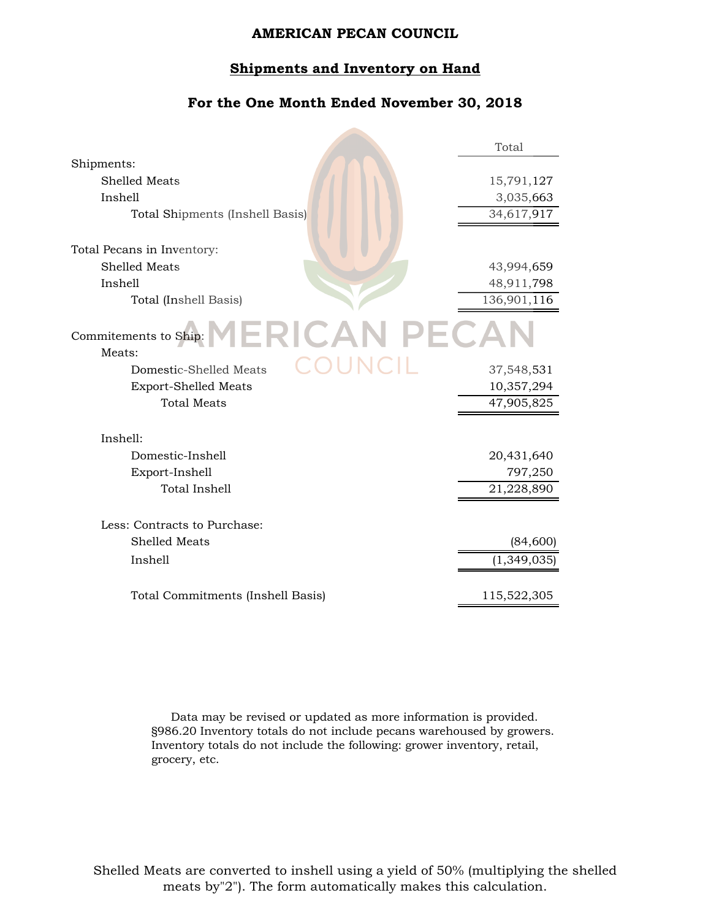# AMERICAN PECAN COUNCIL

## Shipments and Inventory on Hand

### For the One Month Ended November 30, 2018

| | Total |
|---|---|
| **Shipments:** | |
| Shelled Meats | 15,791,127 |
| Inshell | 3,035,663 |
| Total Shipments (Inshell Basis) | 34,617,917 |
| **Total Pecans in Inventory:** | |
| Shelled Meats | 43,994,659 |
| Inshell | 48,911,798 |
| Total (Inshell Basis) | 136,901,116 |
| **Commitements to Ship:** | |
| Meats: | |
| Domestic-Shelled Meats | 37,548,531 |
| Export-Shelled Meats | 10,357,294 |
| Total Meats | 47,905,825 |
| Inshell: | |
| Domestic-Inshell | 20,431,640 |
| Export-Inshell | 797,250 |
| Total Inshell | 21,228,890 |
| Less: Contracts to Purchase: | |
| Shelled Meats | (84,600) |
| Inshell | (1,349,035) |
| Total Commitments (Inshell Basis) | 115,522,305 |

Data may be revised or updated as more information is provided. §986.20 Inventory totals do not include pecans warehoused by growers. Inventory totals do not include the following: grower inventory, retail, grocery, etc.

Shelled Meats are converted to inshell using a yield of 50% (multiplying the shelled meats by"2"). The form automatically makes this calculation.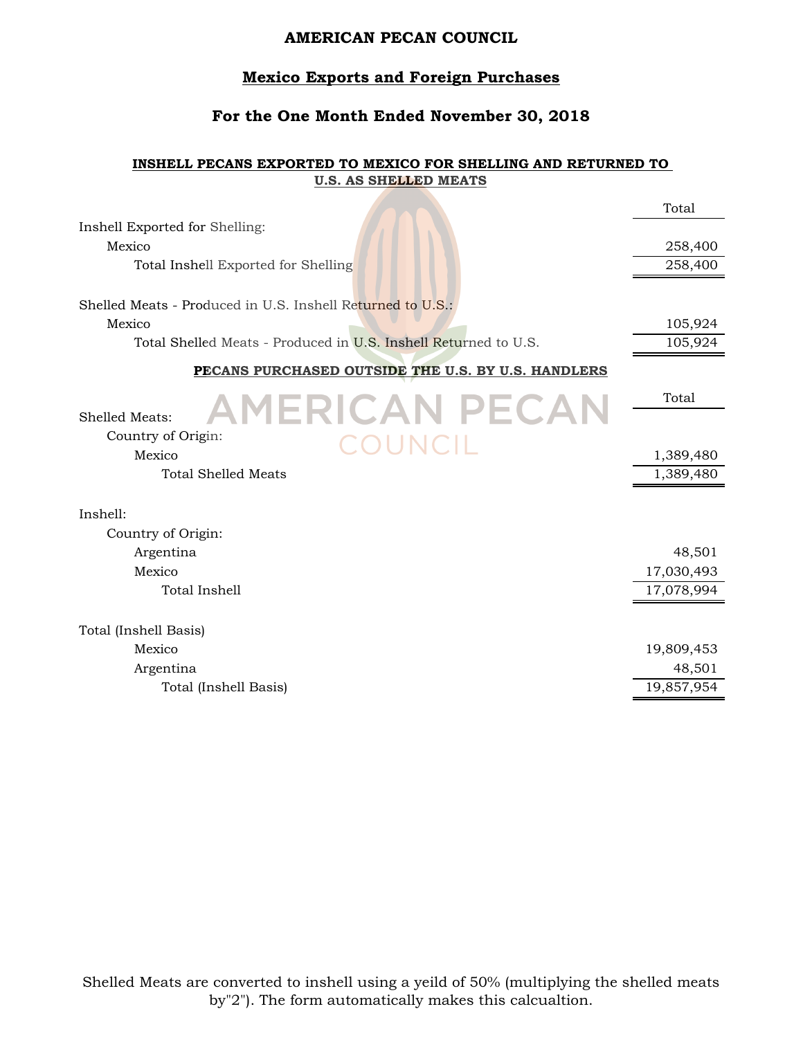# AMERICAN PECAN COUNCIL

## Mexico Exports and Foreign Purchases

### For the One Month Ended November 30, 2018

**INSHELL PECANS EXPORTED TO MEXICO FOR SHELLING AND RETURNED TO U.S. AS SHELLED MEATS**

| | Total |
|---|---|
| Inshell Exported for Shelling: | |
| Mexico | 258,400 |
| Total Inshell Exported for Shelling | 258,400 |
| | |
| Shelled Meats - Produced in U.S. Inshell Returned to U.S.: | |
| Mexico | 105,924 |
| Total Shelled Meats - Produced in U.S. Inshell Returned to U.S. | 105,924 |

**PECANS PURCHASED OUTSIDE THE U.S. BY U.S. HANDLERS**

| | Total |
|---|---|
| Shelled Meats: | |
| Country of Origin: | |
| Mexico | 1,389,480 |
| Total Shelled Meats | 1,389,480 |
| | |
| Inshell: | |
| Country of Origin: | |
| Argentina | 48,501 |
| Mexico | 17,030,493 |
| Total Inshell | 17,078,994 |
| | |
| Total (Inshell Basis) | |
| Mexico | 19,809,453 |
| Argentina | 48,501 |
| Total (Inshell Basis) | 19,857,954 |

Shelled Meats are converted to inshell using a yeild of 50% (multiplying the shelled meats by"2"). The form automatically makes this calcualtion.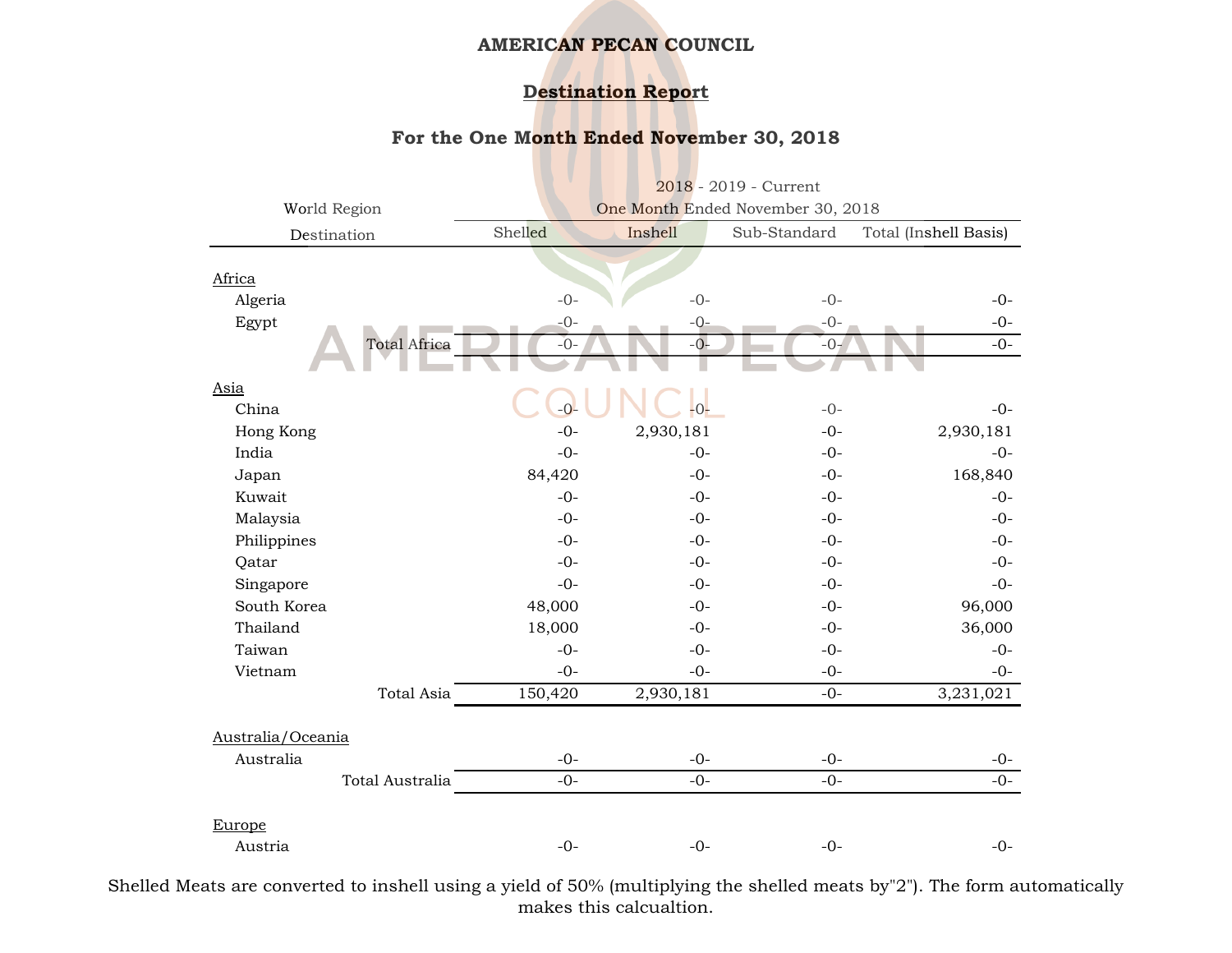**AMERICAN PECAN COUNCIL**

**Destination Report**

**For the One Month Ended November 30, 2018**

| World Region | 2018 - 2019 - Current | | | |
|---|---|---|---|---|
| | One Month Ended November 30, 2018 | | | |
| Destination | Shelled | Inshell | Sub-Standard | Total (Inshell Basis) |
| Africa | | | | |
| Algeria | -0- | -0- | -0- | -0- |
| Egypt | -0- | -0- | -0- | -0- |
| Total Africa | -0- | -0- | -0- | -0- |
| Asia | | | | |
| China | -0- | -0- | -0- | -0- |
| Hong Kong | -0- | 2,930,181 | -0- | 2,930,181 |
| India | -0- | -0- | -0- | -0- |
| Japan | 84,420 | -0- | -0- | 168,840 |
| Kuwait | -0- | -0- | -0- | -0- |
| Malaysia | -0- | -0- | -0- | -0- |
| Philippines | -0- | -0- | -0- | -0- |
| Qatar | -0- | -0- | -0- | -0- |
| Singapore | -0- | -0- | -0- | -0- |
| South Korea | 48,000 | -0- | -0- | 96,000 |
| Thailand | 18,000 | -0- | -0- | 36,000 |
| Taiwan | -0- | -0- | -0- | -0- |
| Vietnam | -0- | -0- | -0- | -0- |
| Total Asia | 150,420 | 2,930,181 | -0- | 3,231,021 |
| Australia/Oceania | | | | |
| Australia | -0- | -0- | -0- | -0- |
| Total Australia | -0- | -0- | -0- | -0- |
| Europe | | | | |
| Austria | -0- | -0- | -0- | -0- |

Shelled Meats are converted to inshell using a yield of 50% (multiplying the shelled meats by"2"). The form automatically makes this calcualtion.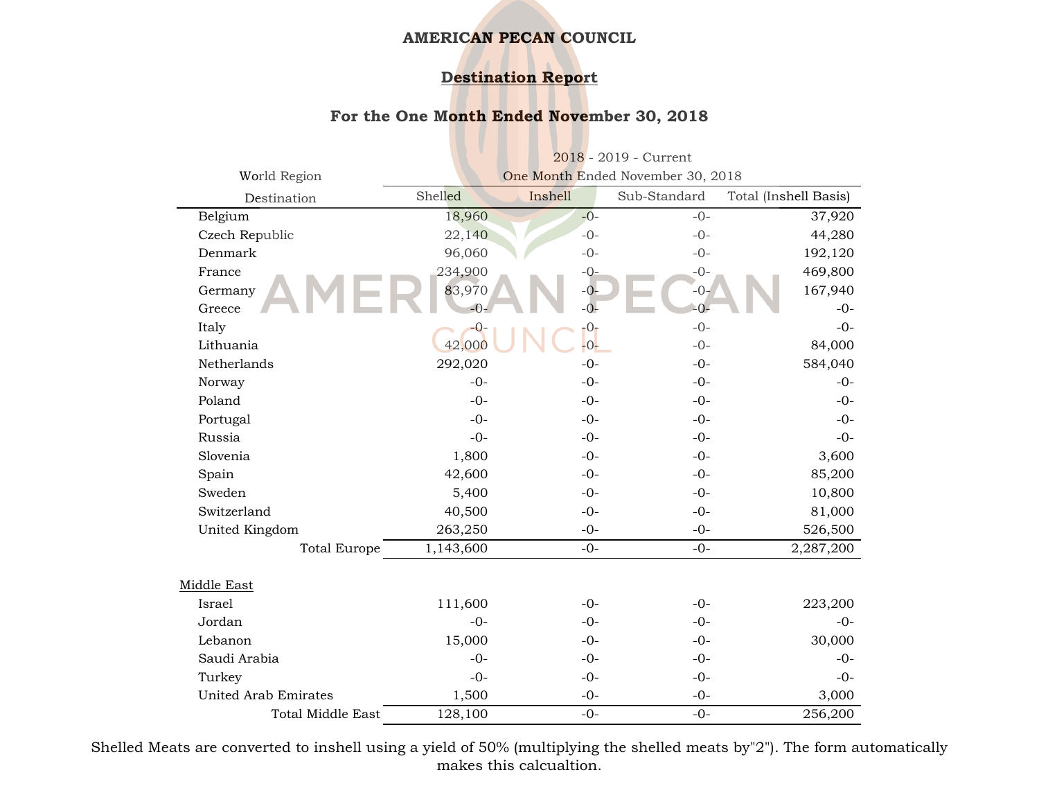**AMERICAN PECAN COUNCIL**

**Destination Report**

**For the One Month Ended November 30, 2018**

| World Region Destination | 2018 - 2019 - Current One Month Ended November 30, 2018 | | | |
|---|---|---|---|---|
| | Shelled | Inshell | Sub-Standard | Total (Inshell Basis) |
| Belgium | 18,960 | -0- | -0- | 37,920 |
| Czech Republic | 22,140 | -0- | -0- | 44,280 |
| Denmark | 96,060 | -0- | -0- | 192,120 |
| France | 234,900 | -0- | -0- | 469,800 |
| Germany | 83,970 | -0- | -0- | 167,940 |
| Greece | -0- | -0- | -0- | -0- |
| Italy | -0- | -0- | -0- | -0- |
| Lithuania | 42,000 | -0- | -0- | 84,000 |
| Netherlands | 292,020 | -0- | -0- | 584,040 |
| Norway | -0- | -0- | -0- | -0- |
| Poland | -0- | -0- | -0- | -0- |
| Portugal | -0- | -0- | -0- | -0- |
| Russia | -0- | -0- | -0- | -0- |
| Slovenia | 1,800 | -0- | -0- | 3,600 |
| Spain | 42,600 | -0- | -0- | 85,200 |
| Sweden | 5,400 | -0- | -0- | 10,800 |
| Switzerland | 40,500 | -0- | -0- | 81,000 |
| United Kingdom | 263,250 | -0- | -0- | 526,500 |
| Total Europe | 1,143,600 | -0- | -0- | 2,287,200 |
| | | | | |
| Middle East | | | | |
| Israel | 111,600 | -0- | -0- | 223,200 |
| Jordan | -0- | -0- | -0- | -0- |
| Lebanon | 15,000 | -0- | -0- | 30,000 |
| Saudi Arabia | -0- | -0- | -0- | -0- |
| Turkey | -0- | -0- | -0- | -0- |
| United Arab Emirates | 1,500 | -0- | -0- | 3,000 |
| Total Middle East | 128,100 | -0- | -0- | 256,200 |

Shelled Meats are converted to inshell using a yield of 50% (multiplying the shelled meats by"2"). The form automatically makes this calcualtion.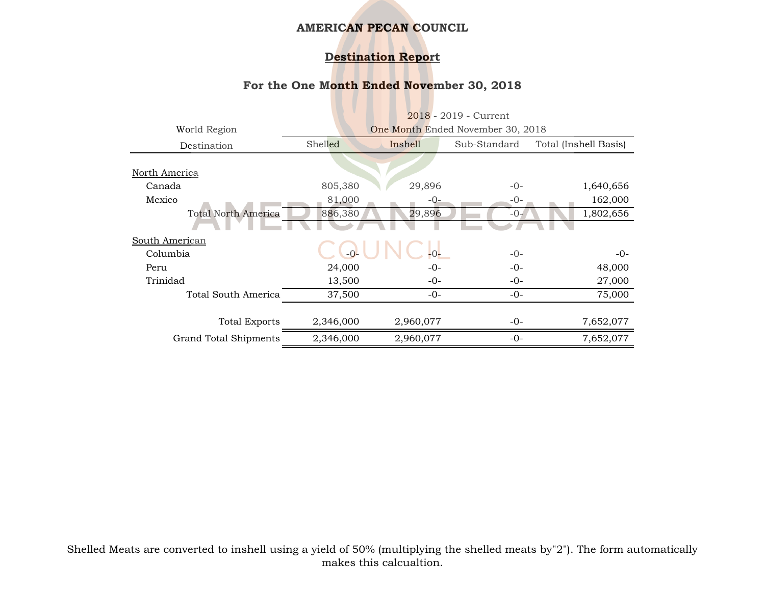**AMERICAN PECAN COUNCIL**

**Destination Report**

**For the One Month Ended November 30, 2018**

| World Region | 2018 - 2019 - Current | | | |
|---|---|---|---|---|
| | One Month Ended November 30, 2018 | | | |
| Destination | Shelled | Inshell | Sub-Standard | Total (Inshell Basis) |
| North America | | | | |
| Canada | 805,380 | 29,896 | -0- | 1,640,656 |
| Mexico | 81,000 | -0- | -0- | 162,000 |
| Total North America | 886,380 | 29,896 | -0- | 1,802,656 |
| South American | | | | |
| Columbia | -0- | -0- | -0- | -0- |
| Peru | 24,000 | -0- | -0- | 48,000 |
| Trinidad | 13,500 | -0- | -0- | 27,000 |
| Total South America | 37,500 | -0- | -0- | 75,000 |
| Total Exports | 2,346,000 | 2,960,077 | -0- | 7,652,077 |
| Grand Total Shipments | 2,346,000 | 2,960,077 | -0- | 7,652,077 |

Shelled Meats are converted to inshell using a yield of 50% (multiplying the shelled meats by"2"). The form automatically makes this calcualtion.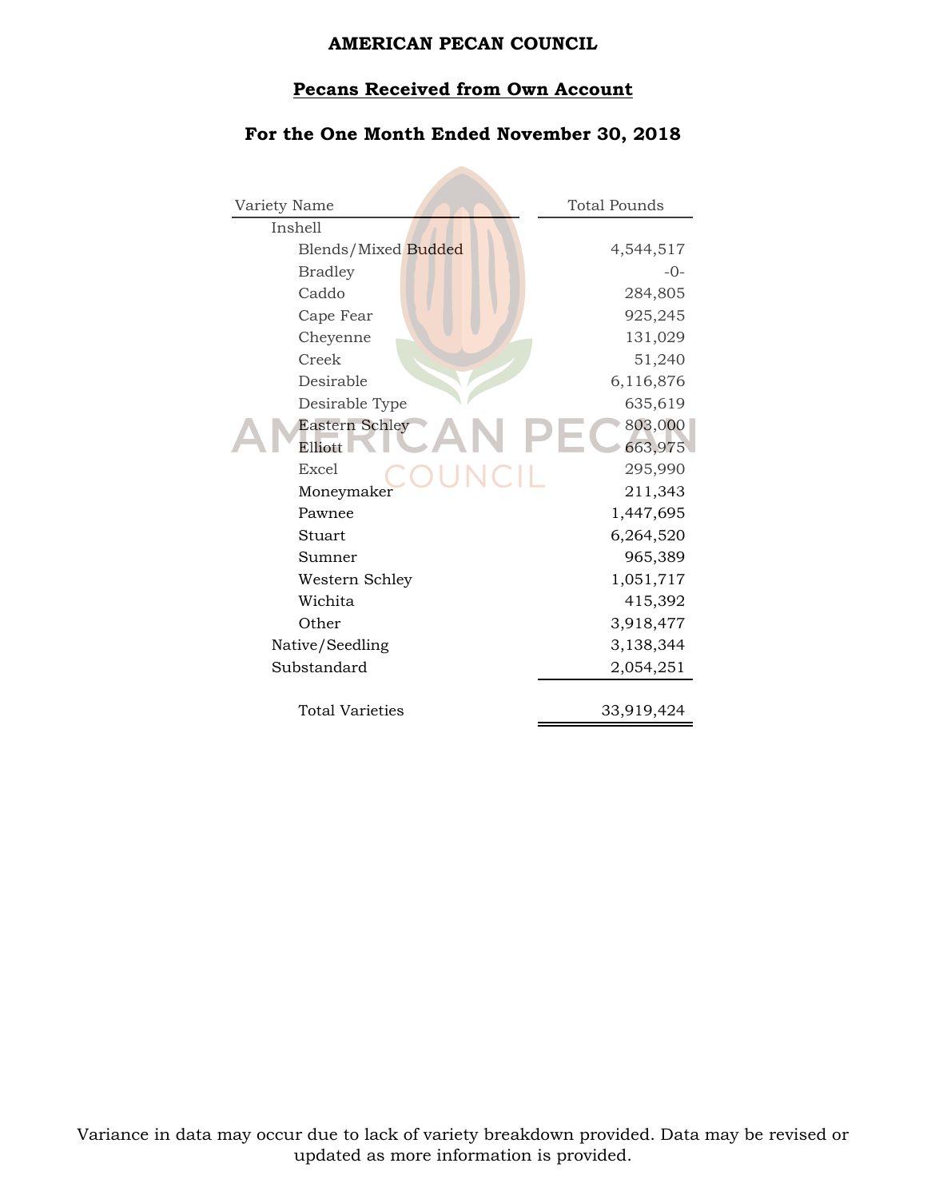**AMERICAN PECAN COUNCIL**

**Pecans Received from Own Account**

**For the One Month Ended November 30, 2018**

| Variety Name | Total Pounds |
| --- | --- |
| Inshell | |
| Blends/Mixed Budded | 4,544,517 |
| Bradley | -0- |
| Caddo | 284,805 |
| Cape Fear | 925,245 |
| Cheyenne | 131,029 |
| Creek | 51,240 |
| Desirable | 6,116,876 |
| Desirable Type | 635,619 |
| Eastern Schley | 803,000 |
| Elliott | 663,975 |
| Excel | 295,990 |
| Moneymaker | 211,343 |
| Pawnee | 1,447,695 |
| Stuart | 6,264,520 |
| Sumner | 965,389 |
| Western Schley | 1,051,717 |
| Wichita | 415,392 |
| Other | 3,918,477 |
| Native/Seedling | 3,138,344 |
| Substandard | 2,054,251 |
| Total Varieties | 33,919,424 |

Variance in data may occur due to lack of variety breakdown provided. Data may be revised or updated as more information is provided.